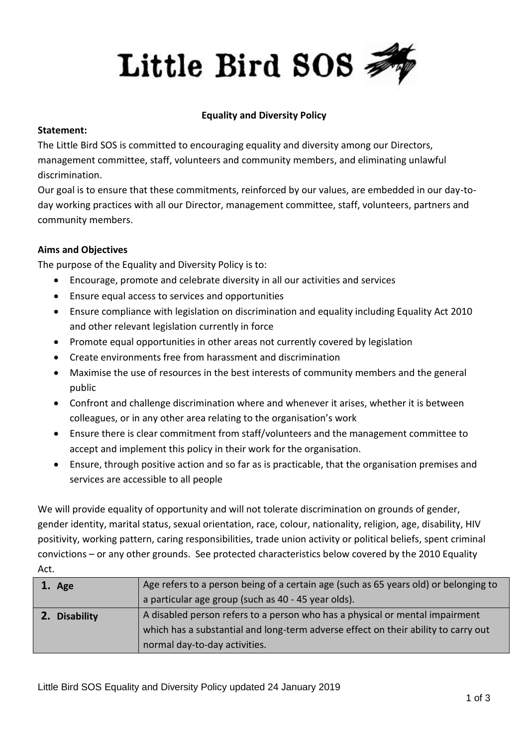# Little Bird SOS

**Equality and Diversity Policy**

**Statement:**

The Little Bird SOS is committed to encouraging equality and diversity among our Directors, management committee, staff, volunteers and community members, and eliminating unlawful discrimination.

Our goal is to ensure that these commitments, reinforced by our values, are embedded in our day-to-day working practices with all our Director, management committee, staff, volunteers, partners and community members.

**Aims and Objectives**

The purpose of the Equality and Diversity Policy is to:

- Encourage, promote and celebrate diversity in all our activities and services
- Ensure equal access to services and opportunities
- Ensure compliance with legislation on discrimination and equality including Equality Act 2010 and other relevant legislation currently in force
- Promote equal opportunities in other areas not currently covered by legislation
- Create environments free from harassment and discrimination
- Maximise the use of resources in the best interests of community members and the general public
- Confront and challenge discrimination where and whenever it arises, whether it is between colleagues, or in any other area relating to the organisation's work
- Ensure there is clear commitment from staff/volunteers and the management committee to accept and implement this policy in their work for the organisation.
- Ensure, through positive action and so far as is practicable, that the organisation premises and services are accessible to all people

We will provide equality of opportunity and will not tolerate discrimination on grounds of gender, gender identity, marital status, sexual orientation, race, colour, nationality, religion, age, disability, HIV positivity, working pattern, caring responsibilities, trade union activity or political beliefs, spent criminal convictions – or any other grounds. See protected characteristics below covered by the 2010 Equality Act.

| | |
|---|---|
| **1. Age** | Age refers to a person being of a certain age (such as 65 years old) or belonging to a particular age group (such as 40 - 45 year olds). |
| **2. Disability** | A disabled person refers to a person who has a physical or mental impairment which has a substantial and long-term adverse effect on their ability to carry out normal day-to-day activities. |

Little Bird SOS Equality and Diversity Policy updated 24 January 2019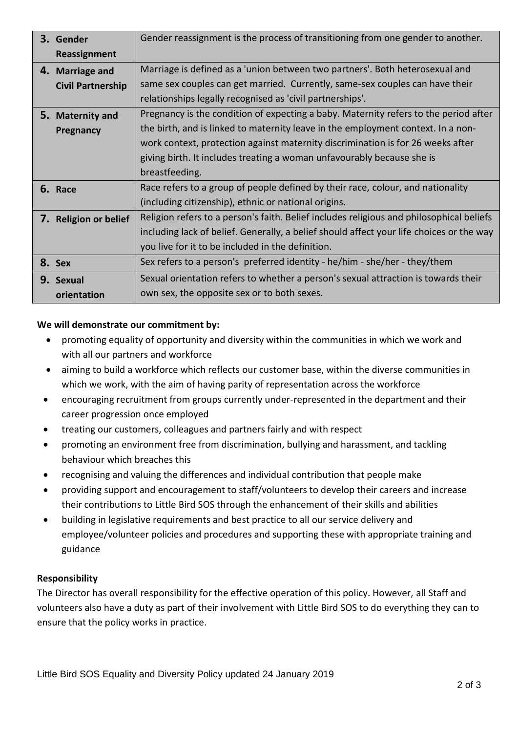| | |
|---|---|
| **3. Gender Reassignment** | Gender reassignment is the process of transitioning from one gender to another. |
| **4. Marriage and Civil Partnership** | Marriage is defined as a 'union between two partners'. Both heterosexual and same sex couples can get married. Currently, same-sex couples can have their relationships legally recognised as 'civil partnerships'. |
| **5. Maternity and Pregnancy** | Pregnancy is the condition of expecting a baby. Maternity refers to the period after the birth, and is linked to maternity leave in the employment context. In a non-work context, protection against maternity discrimination is for 26 weeks after giving birth. It includes treating a woman unfavourably because she is breastfeeding. |
| **6. Race** | Race refers to a group of people defined by their race, colour, and nationality (including citizenship), ethnic or national origins. |
| **7. Religion or belief** | Religion refers to a person's faith. Belief includes religious and philosophical beliefs including lack of belief. Generally, a belief should affect your life choices or the way you live for it to be included in the definition. |
| **8. Sex** | Sex refers to a person's preferred identity - he/him - she/her - they/them |
| **9. Sexual orientation** | Sexual orientation refers to whether a person's sexual attraction is towards their own sex, the opposite sex or to both sexes. |

**We will demonstrate our commitment by:**

- promoting equality of opportunity and diversity within the communities in which we work and with all our partners and workforce
- aiming to build a workforce which reflects our customer base, within the diverse communities in which we work, with the aim of having parity of representation across the workforce
- encouraging recruitment from groups currently under-represented in the department and their career progression once employed
- treating our customers, colleagues and partners fairly and with respect
- promoting an environment free from discrimination, bullying and harassment, and tackling behaviour which breaches this
- recognising and valuing the differences and individual contribution that people make
- providing support and encouragement to staff/volunteers to develop their careers and increase their contributions to Little Bird SOS through the enhancement of their skills and abilities
- building in legislative requirements and best practice to all our service delivery and employee/volunteer policies and procedures and supporting these with appropriate training and guidance

**Responsibility**

The Director has overall responsibility for the effective operation of this policy. However, all Staff and volunteers also have a duty as part of their involvement with Little Bird SOS to do everything they can to ensure that the policy works in practice.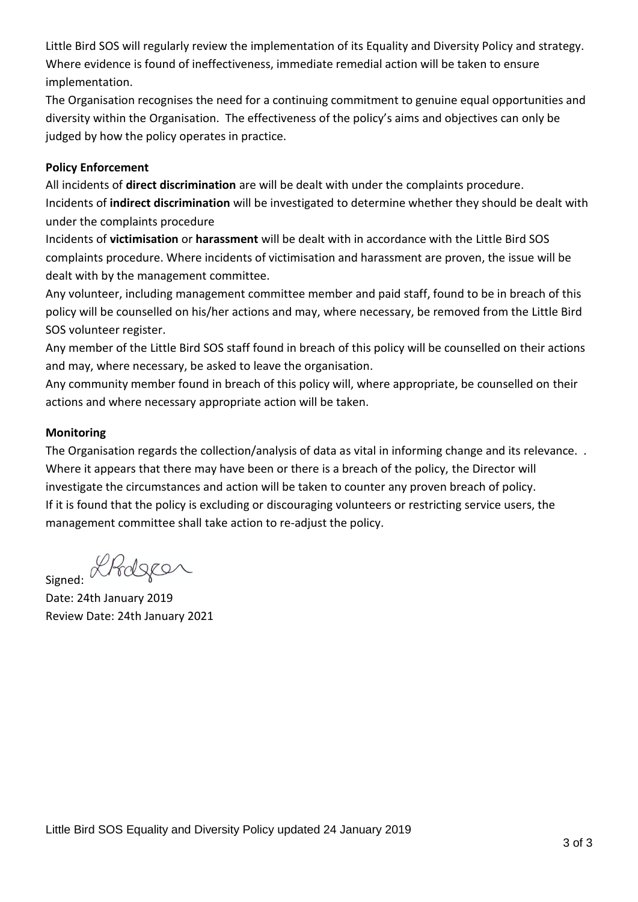Little Bird SOS will regularly review the implementation of its Equality and Diversity Policy and strategy. Where evidence is found of ineffectiveness, immediate remedial action will be taken to ensure implementation.

The Organisation recognises the need for a continuing commitment to genuine equal opportunities and diversity within the Organisation. The effectiveness of the policy's aims and objectives can only be judged by how the policy operates in practice.

**Policy Enforcement**

All incidents of **direct discrimination** are will be dealt with under the complaints procedure.

Incidents of **indirect discrimination** will be investigated to determine whether they should be dealt with under the complaints procedure

Incidents of **victimisation** or **harassment** will be dealt with in accordance with the Little Bird SOS complaints procedure. Where incidents of victimisation and harassment are proven, the issue will be dealt with by the management committee.

Any volunteer, including management committee member and paid staff, found to be in breach of this policy will be counselled on his/her actions and may, where necessary, be removed from the Little Bird SOS volunteer register.

Any member of the Little Bird SOS staff found in breach of this policy will be counselled on their actions and may, where necessary, be asked to leave the organisation.

Any community member found in breach of this policy will, where appropriate, be counselled on their actions and where necessary appropriate action will be taken.

**Monitoring**

The Organisation regards the collection/analysis of data as vital in informing change and its relevance. .

Where it appears that there may have been or there is a breach of the policy, the Director will investigate the circumstances and action will be taken to counter any proven breach of policy.

If it is found that the policy is excluding or discouraging volunteers or restricting service users, the management committee shall take action to re-adjust the policy.

Signed: LRodgers

Date: 24th January 2019

Review Date: 24th January 2021

Little Bird SOS Equality and Diversity Policy updated 24 January 2019